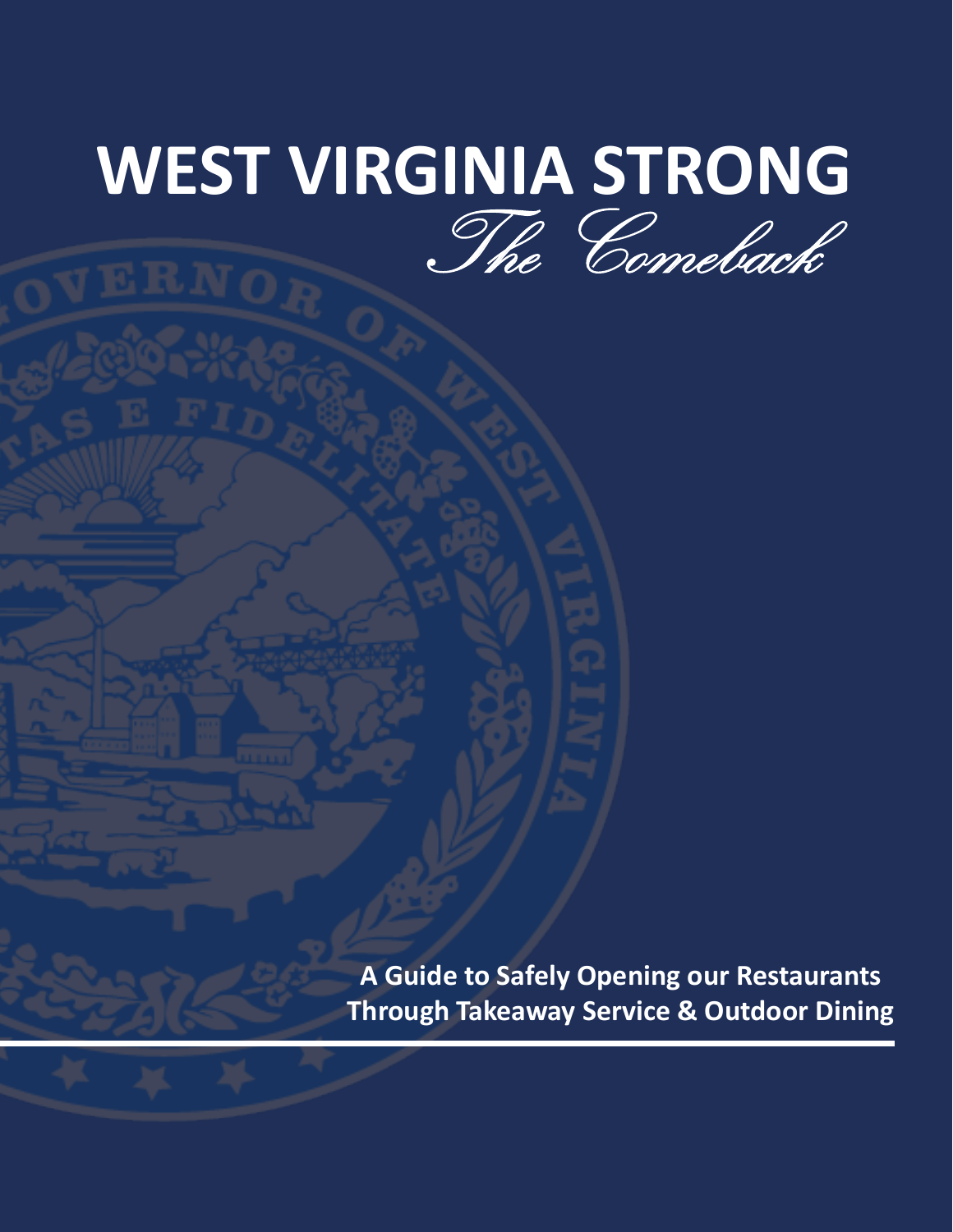# WEST VIRGINIA STRONG

*The Comeback*

**A Guide to Safely Opening our Restaurants Through Takeaway Service & Outdoor Dining**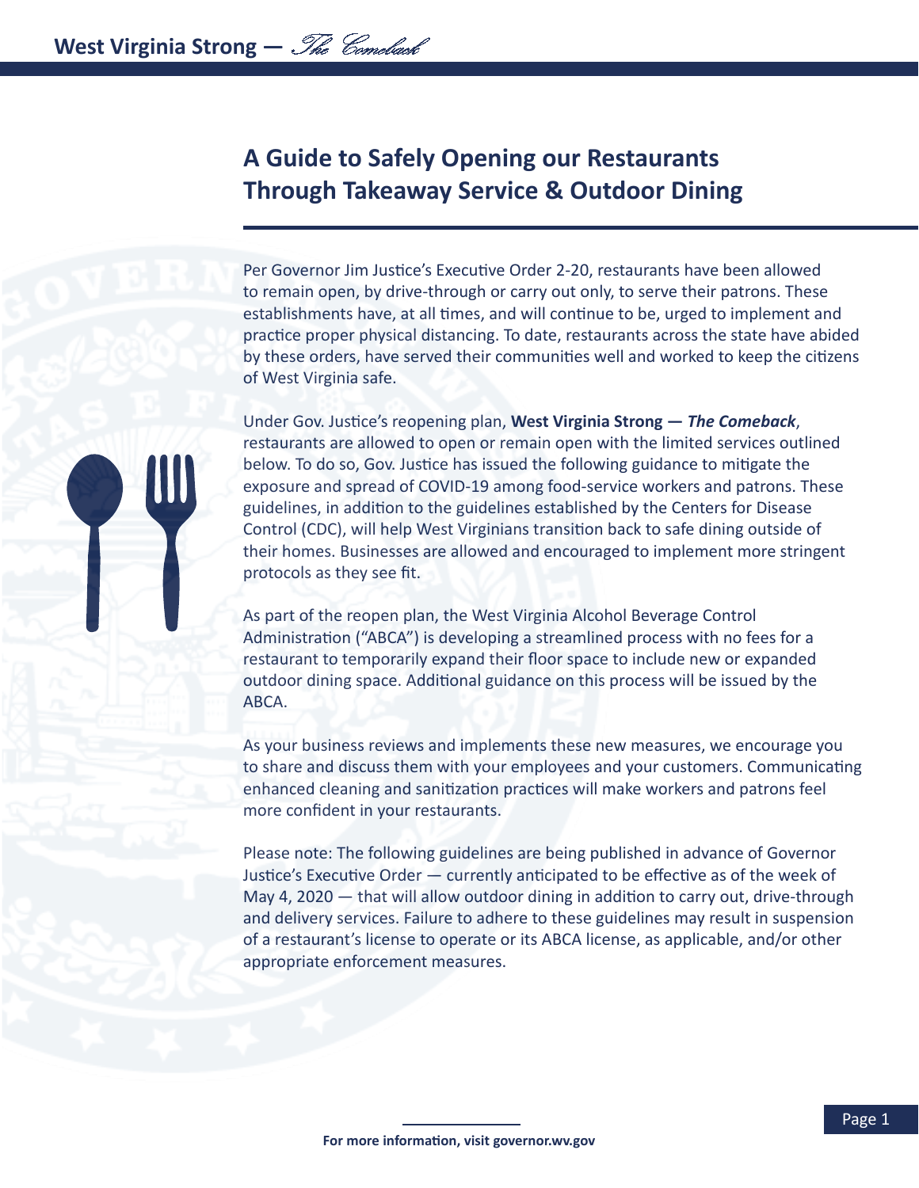# A Guide to Safely Opening our Restaurants Through Takeaway Service & Outdoor Dining

Per Governor Jim Justice's Executive Order 2-20, restaurants have been allowed to remain open, by drive-through or carry out only, to serve their patrons. These establishments have, at all times, and will continue to be, urged to implement and practice proper physical distancing. To date, restaurants across the state have abided by these orders, have served their communities well and worked to keep the citizens of West Virginia safe.

Under Gov. Justice's reopening plan, **West Virginia Strong — *The Comeback***, restaurants are allowed to open or remain open with the limited services outlined below. To do so, Gov. Justice has issued the following guidance to mitigate the exposure and spread of COVID-19 among food-service workers and patrons. These guidelines, in addition to the guidelines established by the Centers for Disease Control (CDC), will help West Virginians transition back to safe dining outside of their homes. Businesses are allowed and encouraged to implement more stringent protocols as they see fit.

As part of the reopen plan, the West Virginia Alcohol Beverage Control Administration ("ABCA") is developing a streamlined process with no fees for a restaurant to temporarily expand their floor space to include new or expanded outdoor dining space. Additional guidance on this process will be issued by the ABCA.

As your business reviews and implements these new measures, we encourage you to share and discuss them with your employees and your customers. Communicating enhanced cleaning and sanitization practices will make workers and patrons feel more confident in your restaurants.

Please note: The following guidelines are being published in advance of Governor Justice's Executive Order — currently anticipated to be effective as of the week of May 4, 2020 — that will allow outdoor dining in addition to carry out, drive-through and delivery services. Failure to adhere to these guidelines may result in suspension of a restaurant's license to operate or its ABCA license, as applicable, and/or other appropriate enforcement measures.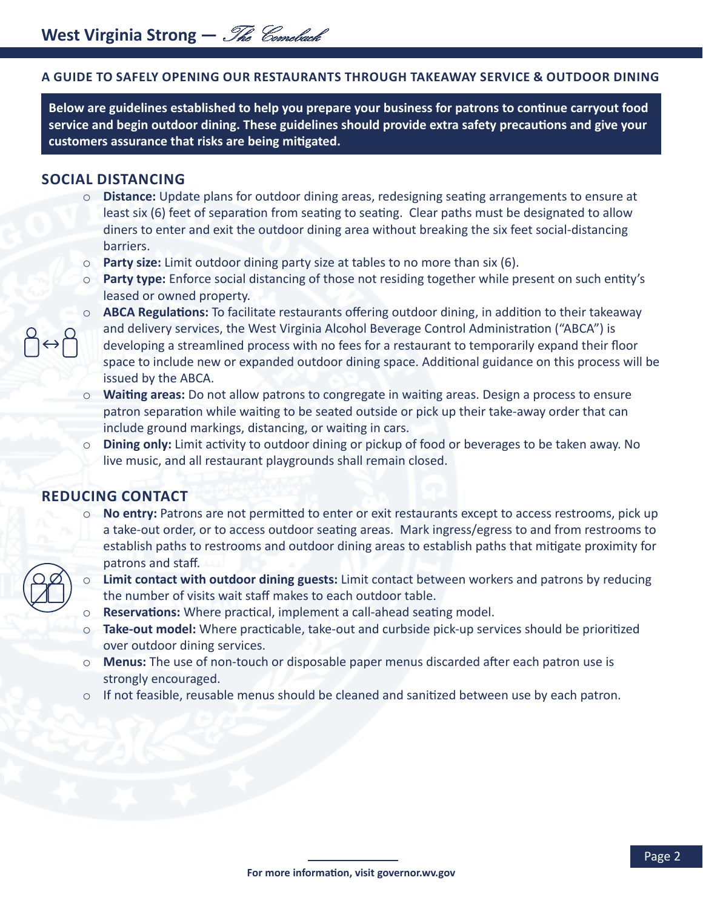## A GUIDE TO SAFELY OPENING OUR RESTAURANTS THROUGH TAKEAWAY SERVICE & OUTDOOR DINING

**Below are guidelines established to help you prepare your business for patrons to continue carryout food service and begin outdoor dining. These guidelines should provide extra safety precautions and give your customers assurance that risks are being mitigated.**

### SOCIAL DISTANCING

- **Distance:** Update plans for outdoor dining areas, redesigning seating arrangements to ensure at least six (6) feet of separation from seating to seating. Clear paths must be designated to allow diners to enter and exit the outdoor dining area without breaking the six feet social-distancing barriers.
- **Party size:** Limit outdoor dining party size at tables to no more than six (6).
- **Party type:** Enforce social distancing of those not residing together while present on such entity's leased or owned property.
- **ABCA Regulations:** To facilitate restaurants offering outdoor dining, in addition to their takeaway and delivery services, the West Virginia Alcohol Beverage Control Administration ("ABCA") is developing a streamlined process with no fees for a restaurant to temporarily expand their floor space to include new or expanded outdoor dining space. Additional guidance on this process will be issued by the ABCA.
- **Waiting areas:** Do not allow patrons to congregate in waiting areas. Design a process to ensure patron separation while waiting to be seated outside or pick up their take-away order that can include ground markings, distancing, or waiting in cars.
- **Dining only:** Limit activity to outdoor dining or pickup of food or beverages to be taken away. No live music, and all restaurant playgrounds shall remain closed.

### REDUCING CONTACT

- **No entry:** Patrons are not permitted to enter or exit restaurants except to access restrooms, pick up a take-out order, or to access outdoor seating areas. Mark ingress/egress to and from restrooms to establish paths to restrooms and outdoor dining areas to establish paths that mitigate proximity for patrons and staff.
- **Limit contact with outdoor dining guests:** Limit contact between workers and patrons by reducing the number of visits wait staff makes to each outdoor table.
- **Reservations:** Where practical, implement a call-ahead seating model.
- **Take-out model:** Where practicable, take-out and curbside pick-up services should be prioritized over outdoor dining services.
- **Menus:** The use of non-touch or disposable paper menus discarded after each patron use is strongly encouraged.
- If not feasible, reusable menus should be cleaned and sanitized between use by each patron.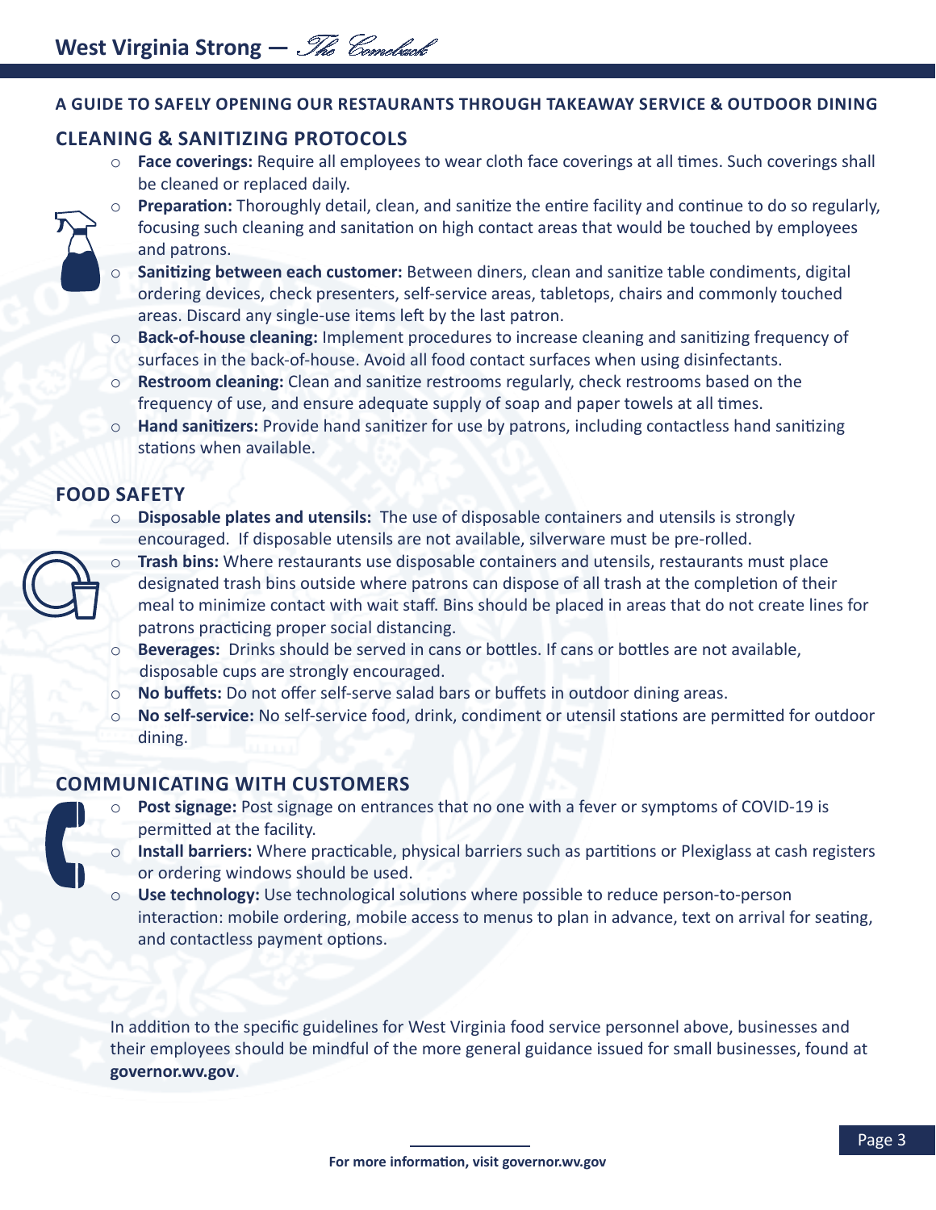## A GUIDE TO SAFELY OPENING OUR RESTAURANTS THROUGH TAKEAWAY SERVICE & OUTDOOR DINING

### CLEANING & SANITIZING PROTOCOLS

- **Face coverings:** Require all employees to wear cloth face coverings at all times. Such coverings shall be cleaned or replaced daily.
- **Preparation:** Thoroughly detail, clean, and sanitize the entire facility and continue to do so regularly, focusing such cleaning and sanitation on high contact areas that would be touched by employees and patrons.
- **Sanitizing between each customer:** Between diners, clean and sanitize table condiments, digital ordering devices, check presenters, self-service areas, tabletops, chairs and commonly touched areas. Discard any single-use items left by the last patron.
- **Back-of-house cleaning:** Implement procedures to increase cleaning and sanitizing frequency of surfaces in the back-of-house. Avoid all food contact surfaces when using disinfectants.
- **Restroom cleaning:** Clean and sanitize restrooms regularly, check restrooms based on the frequency of use, and ensure adequate supply of soap and paper towels at all times.
- **Hand sanitizers:** Provide hand sanitizer for use by patrons, including contactless hand sanitizing stations when available.

### FOOD SAFETY

- **Disposable plates and utensils:** The use of disposable containers and utensils is strongly encouraged. If disposable utensils are not available, silverware must be pre-rolled.
- **Trash bins:** Where restaurants use disposable containers and utensils, restaurants must place designated trash bins outside where patrons can dispose of all trash at the completion of their meal to minimize contact with wait staff. Bins should be placed in areas that do not create lines for patrons practicing proper social distancing.
- **Beverages:** Drinks should be served in cans or bottles. If cans or bottles are not available, disposable cups are strongly encouraged.
- **No buffets:** Do not offer self-serve salad bars or buffets in outdoor dining areas.
- **No self-service:** No self-service food, drink, condiment or utensil stations are permitted for outdoor dining.

### COMMUNICATING WITH CUSTOMERS

- **Post signage:** Post signage on entrances that no one with a fever or symptoms of COVID-19 is permitted at the facility.
- **Install barriers:** Where practicable, physical barriers such as partitions or Plexiglass at cash registers or ordering windows should be used.
- **Use technology:** Use technological solutions where possible to reduce person-to-person interaction: mobile ordering, mobile access to menus to plan in advance, text on arrival for seating, and contactless payment options.

In addition to the specific guidelines for West Virginia food service personnel above, businesses and their employees should be mindful of the more general guidance issued for small businesses, found at **governor.wv.gov**.